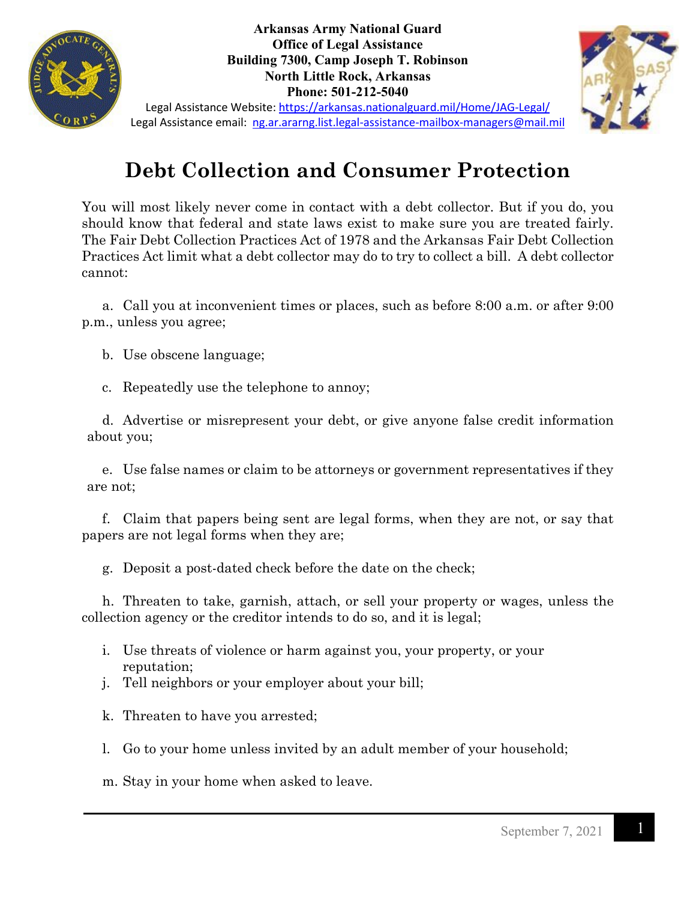**Arkansas Army National Guard**
**Office of Legal Assistance**
**Building 7300, Camp Joseph T. Robinson**
**North Little Rock, Arkansas**
**Phone: 501-212-5040**

Legal Assistance Website: https://arkansas.nationalguard.mil/Home/JAG-Legal/
Legal Assistance email: ng.ar.ararng.list.legal-assistance-mailbox-managers@mail.mil

# Debt Collection and Consumer Protection

You will most likely never come in contact with a debt collector. But if you do, you should know that federal and state laws exist to make sure you are treated fairly. The Fair Debt Collection Practices Act of 1978 and the Arkansas Fair Debt Collection Practices Act limit what a debt collector may do to try to collect a bill. A debt collector cannot:

a. Call you at inconvenient times or places, such as before 8:00 a.m. or after 9:00 p.m., unless you agree;

b. Use obscene language;

c. Repeatedly use the telephone to annoy;

d. Advertise or misrepresent your debt, or give anyone false credit information about you;

e. Use false names or claim to be attorneys or government representatives if they are not;

f. Claim that papers being sent are legal forms, when they are not, or say that papers are not legal forms when they are;

g. Deposit a post-dated check before the date on the check;

h. Threaten to take, garnish, attach, or sell your property or wages, unless the collection agency or the creditor intends to do so, and it is legal;

i. Use threats of violence or harm against you, your property, or your reputation;

j. Tell neighbors or your employer about your bill;

k. Threaten to have you arrested;

l. Go to your home unless invited by an adult member of your household;

m. Stay in your home when asked to leave.

September 7, 2021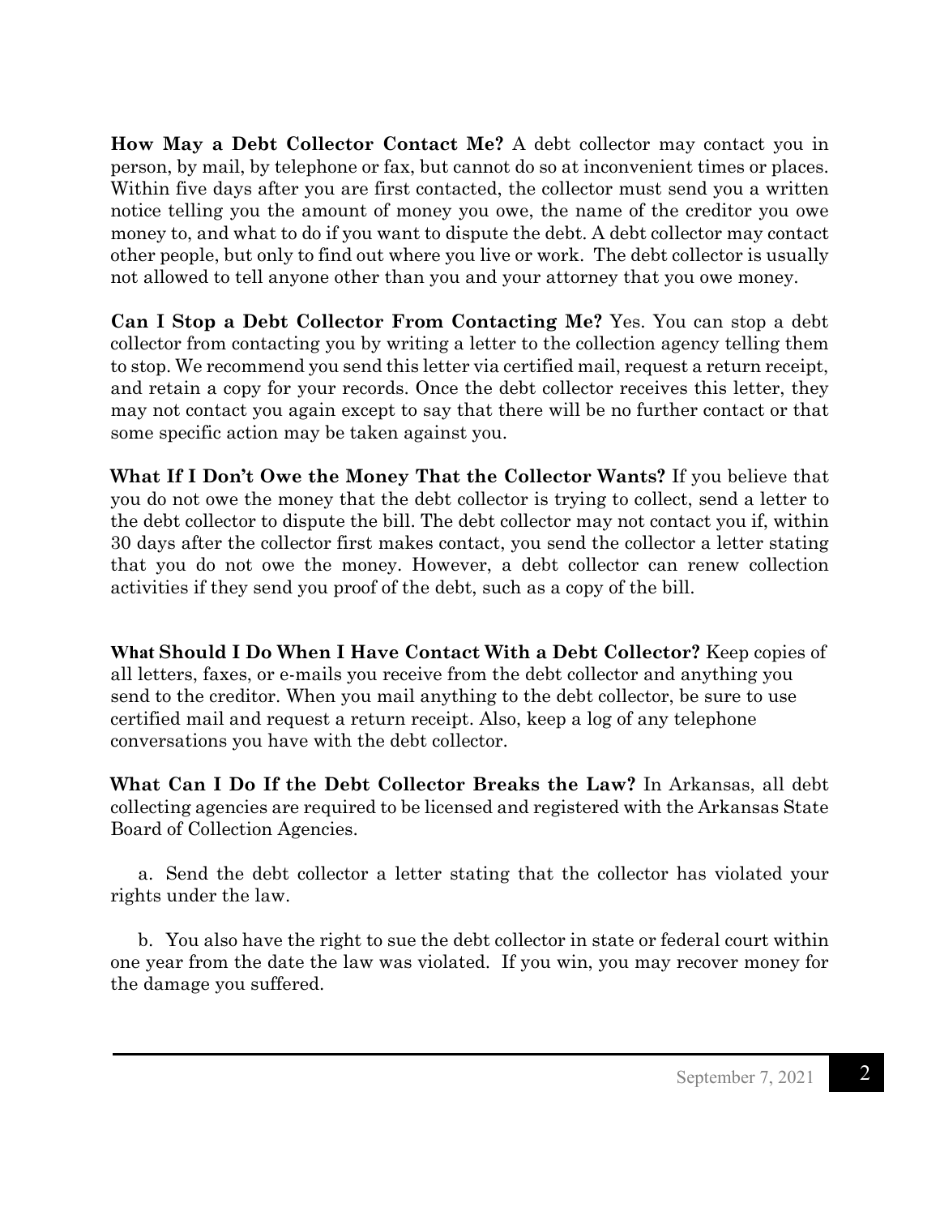**How May a Debt Collector Contact Me?** A debt collector may contact you in person, by mail, by telephone or fax, but cannot do so at inconvenient times or places. Within five days after you are first contacted, the collector must send you a written notice telling you the amount of money you owe, the name of the creditor you owe money to, and what to do if you want to dispute the debt. A debt collector may contact other people, but only to find out where you live or work. The debt collector is usually not allowed to tell anyone other than you and your attorney that you owe money.

**Can I Stop a Debt Collector From Contacting Me?** Yes. You can stop a debt collector from contacting you by writing a letter to the collection agency telling them to stop. We recommend you send this letter via certified mail, request a return receipt, and retain a copy for your records. Once the debt collector receives this letter, they may not contact you again except to say that there will be no further contact or that some specific action may be taken against you.

**What If I Don't Owe the Money That the Collector Wants?** If you believe that you do not owe the money that the debt collector is trying to collect, send a letter to the debt collector to dispute the bill. The debt collector may not contact you if, within 30 days after the collector first makes contact, you send the collector a letter stating that you do not owe the money. However, a debt collector can renew collection activities if they send you proof of the debt, such as a copy of the bill.

**What Should I Do When I Have Contact With a Debt Collector?** Keep copies of all letters, faxes, or e-mails you receive from the debt collector and anything you send to the creditor. When you mail anything to the debt collector, be sure to use certified mail and request a return receipt. Also, keep a log of any telephone conversations you have with the debt collector.

**What Can I Do If the Debt Collector Breaks the Law?** In Arkansas, all debt collecting agencies are required to be licensed and registered with the Arkansas State Board of Collection Agencies.

a. Send the debt collector a letter stating that the collector has violated your rights under the law.

b. You also have the right to sue the debt collector in state or federal court within one year from the date the law was violated. If you win, you may recover money for the damage you suffered.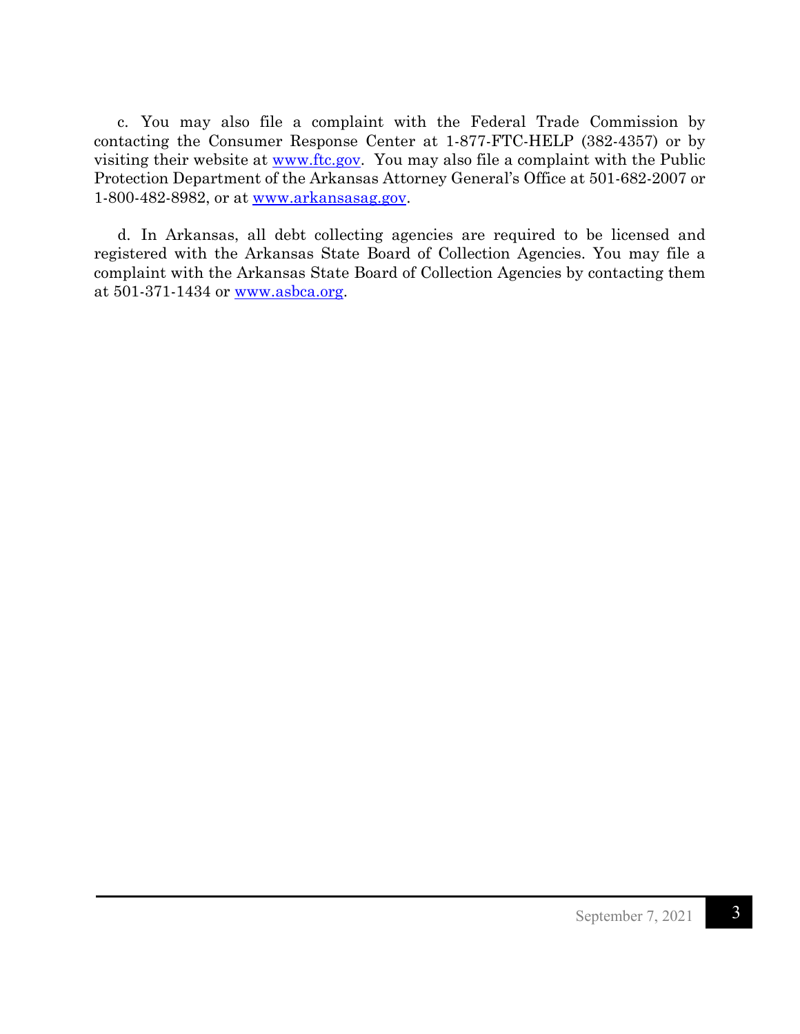c. You may also file a complaint with the Federal Trade Commission by contacting the Consumer Response Center at 1-877-FTC-HELP (382-4357) or by visiting their website at [www.ftc.gov](http://www.ftc.gov). You may also file a complaint with the Public Protection Department of the Arkansas Attorney General's Office at 501-682-2007 or 1-800-482-8982, or at [www.arkansasag.gov](http://www.arkansasag.gov).

d. In Arkansas, all debt collecting agencies are required to be licensed and registered with the Arkansas State Board of Collection Agencies. You may file a complaint with the Arkansas State Board of Collection Agencies by contacting them at 501-371-1434 or [www.asbca.org](http://www.asbca.org).